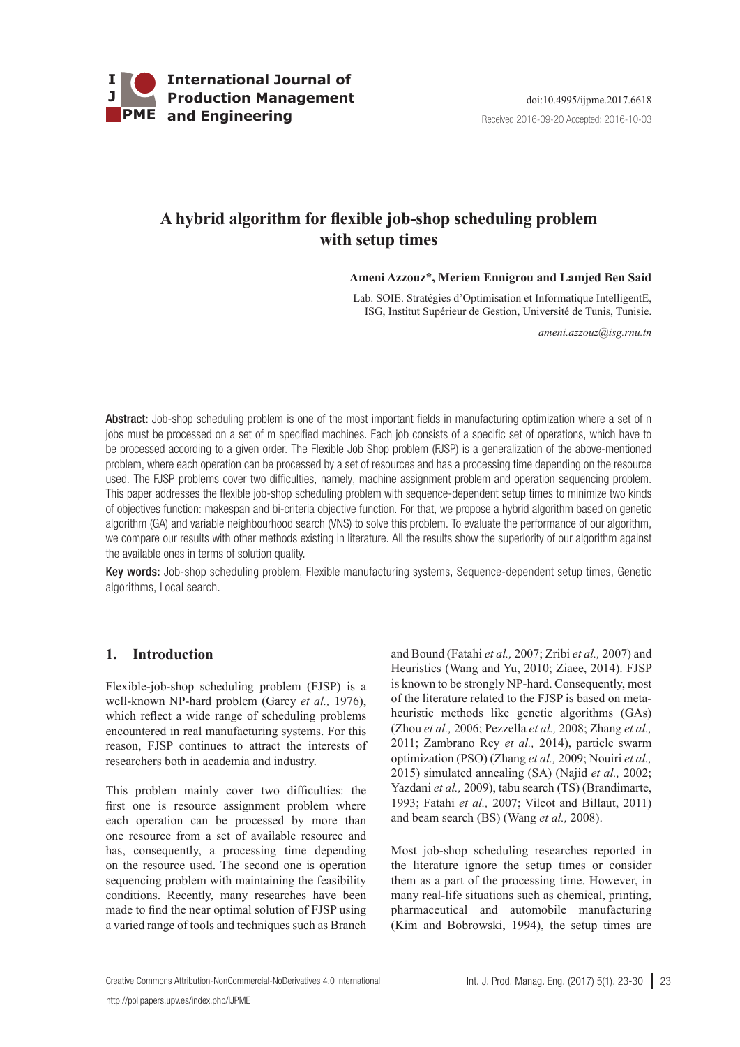doi:10.4995/ijpme.2017.6618

Received 2016-09-20 Accepted: 2016-10-03

# A hybrid algorithm for flexible job-shop scheduling problem with setup times

**Ameni Azzouz\*, Meriem Ennigrou and Lamjed Ben Said**

Lab. SOIE. Stratégies d'Optimisation et Informatique IntelligentE, ISG, Institut Supérieur de Gestion, Université de Tunis, Tunisie.

*ameni.azzouz@isg.rnu.tn*

**Abstract:** Job-shop scheduling problem is one of the most important fields in manufacturing optimization where a set of n jobs must be processed on a set of m specified machines. Each job consists of a specific set of operations, which have to be processed according to a given order. The Flexible Job Shop problem (FJSP) is a generalization of the above-mentioned problem, where each operation can be processed by a set of resources and has a processing time depending on the resource used. The FJSP problems cover two difficulties, namely, machine assignment problem and operation sequencing problem. This paper addresses the flexible job-shop scheduling problem with sequence-dependent setup times to minimize two kinds of objectives function: makespan and bi-criteria objective function. For that, we propose a hybrid algorithm based on genetic algorithm (GA) and variable neighbourhood search (VNS) to solve this problem. To evaluate the performance of our algorithm, we compare our results with other methods existing in literature. All the results show the superiority of our algorithm against the available ones in terms of solution quality.

**Key words:** Job-shop scheduling problem, Flexible manufacturing systems, Sequence-dependent setup times, Genetic algorithms, Local search.

## 1. Introduction

Flexible-job-shop scheduling problem (FJSP) is a well-known NP-hard problem (Garey *et al.,* 1976), which reflect a wide range of scheduling problems encountered in real manufacturing systems. For this reason, FJSP continues to attract the interests of researchers both in academia and industry.

This problem mainly cover two difficulties: the first one is resource assignment problem where each operation can be processed by more than one resource from a set of available resource and has, consequently, a processing time depending on the resource used. The second one is operation sequencing problem with maintaining the feasibility conditions. Recently, many researches have been made to find the near optimal solution of FJSP using a varied range of tools and techniques such as Branch and Bound (Fatahi *et al.,* 2007; Zribi *et al.,* 2007) and Heuristics (Wang and Yu, 2010; Ziaee, 2014). FJSP is known to be strongly NP-hard. Consequently, most of the literature related to the FJSP is based on metaheuristic methods like genetic algorithms (GAs) (Zhou *et al.,* 2006; Pezzella *et al.,* 2008; Zhang *et al.,* 2011; Zambrano Rey *et al.,* 2014), particle swarm optimization (PSO) (Zhang *et al.,* 2009; Nouiri *et al.,* 2015) simulated annealing (SA) (Najid *et al.,* 2002; Yazdani *et al.,* 2009), tabu search (TS) (Brandimarte, 1993; Fatahi *et al.,* 2007; Vilcot and Billaut, 2011) and beam search (BS) (Wang *et al.,* 2008).

Most job-shop scheduling researches reported in the literature ignore the setup times or consider them as a part of the processing time. However, in many real-life situations such as chemical, printing, pharmaceutical and automobile manufacturing (Kim and Bobrowski, 1994), the setup times are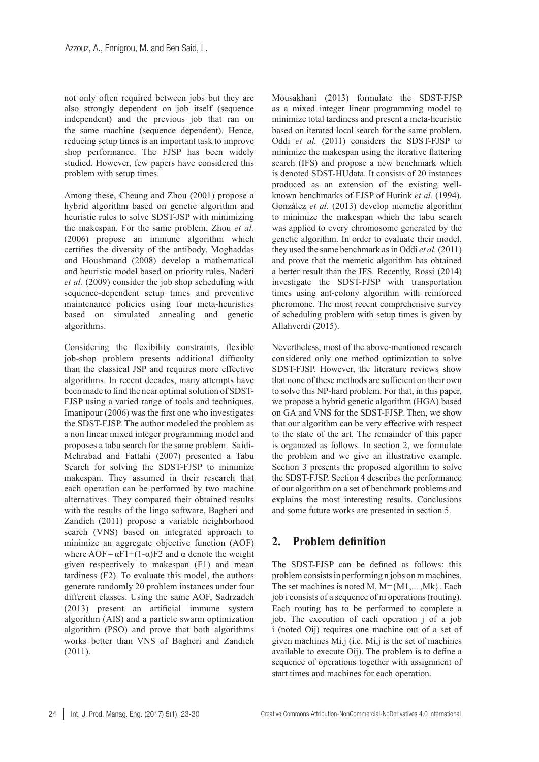not only often required between jobs but they are also strongly dependent on job itself (sequence independent) and the previous job that ran on the same machine (sequence dependent). Hence, reducing setup times is an important task to improve shop performance. The FJSP has been widely studied. However, few papers have considered this problem with setup times.

Among these, Cheung and Zhou (2001) propose a hybrid algorithm based on genetic algorithm and heuristic rules to solve SDST-JSP with minimizing the makespan. For the same problem, Zhou *et al.* (2006) propose an immune algorithm which certifies the diversity of the antibody. Moghaddas and Houshmand (2008) develop a mathematical and heuristic model based on priority rules. Naderi *et al.* (2009) consider the job shop scheduling with sequence-dependent setup times and preventive maintenance policies using four meta-heuristics based on simulated annealing and genetic algorithms.

Considering the flexibility constraints, flexible job-shop problem presents additional difficulty than the classical JSP and requires more effective algorithms. In recent decades, many attempts have been made to find the near optimal solution of SDST-FJSP using a varied range of tools and techniques. Imanipour (2006) was the first one who investigates the SDST-FJSP. The author modeled the problem as a non linear mixed integer programming model and proposes a tabu search for the same problem. Saidi-Mehrabad and Fattahi (2007) presented a Tabu Search for solving the SDST-FJSP to minimize makespan. They assumed in their research that each operation can be performed by two machine alternatives. They compared their obtained results with the results of the lingo software. Bagheri and Zandieh (2011) propose a variable neighborhood search (VNS) based on integrated approach to minimize an aggregate objective function (AOF) where $AOF = \alpha F1 + (1-\alpha)F2$ and $\alpha$ denote the weight given respectively to makespan (F1) and mean tardiness (F2). To evaluate this model, the authors generate randomly 20 problem instances under four different classes. Using the same AOF, Sadrzadeh (2013) present an artificial immune system algorithm (AIS) and a particle swarm optimization algorithm (PSO) and prove that both algorithms works better than VNS of Bagheri and Zandieh (2011).

Mousakhani (2013) formulate the SDST-FJSP as a mixed integer linear programming model to minimize total tardiness and present a meta-heuristic based on iterated local search for the same problem. Oddi *et al.* (2011) considers the SDST-FJSP to minimize the makespan using the iterative flattering search (IFS) and propose a new benchmark which is denoted SDST-HUdata. It consists of 20 instances produced as an extension of the existing well-known benchmarks of FJSP of Hurink *et al.* (1994). Gonzàlez *et al.* (2013) develop memetic algorithm to minimize the makespan which the tabu search was applied to every chromosome generated by the genetic algorithm. In order to evaluate their model, they used the same benchmark as in Oddi *et al.* (2011) and prove that the memetic algorithm has obtained a better result than the IFS. Recently, Rossi (2014) investigate the SDST-FJSP with transportation times using ant-colony algorithm with reinforced pheromone. The most recent comprehensive survey of scheduling problem with setup times is given by Allahverdi (2015).

Nevertheless, most of the above-mentioned research considered only one method optimization to solve SDST-FJSP. However, the literature reviews show that none of these methods are sufficient on their own to solve this NP-hard problem. For that, in this paper, we propose a hybrid genetic algorithm (HGA) based on GA and VNS for the SDST-FJSP. Then, we show that our algorithm can be very effective with respect to the state of the art. The remainder of this paper is organized as follows. In section 2, we formulate the problem and we give an illustrative example. Section 3 presents the proposed algorithm to solve the SDST-FJSP. Section 4 describes the performance of our algorithm on a set of benchmark problems and explains the most interesting results. Conclusions and some future works are presented in section 5.

## 2. Problem definition

The SDST-FJSP can be defined as follows: this problem consists in performing n jobs on m machines. The set machines is noted M, $M=\{M1,... ,Mk\}$. Each job i consists of a sequence of ni operations (routing). Each routing has to be performed to complete a job. The execution of each operation j of a job i (noted Oij) requires one machine out of a set of given machines Mi,j (i.e. Mi,j is the set of machines available to execute Oij). The problem is to define a sequence of operations together with assignment of start times and machines for each operation.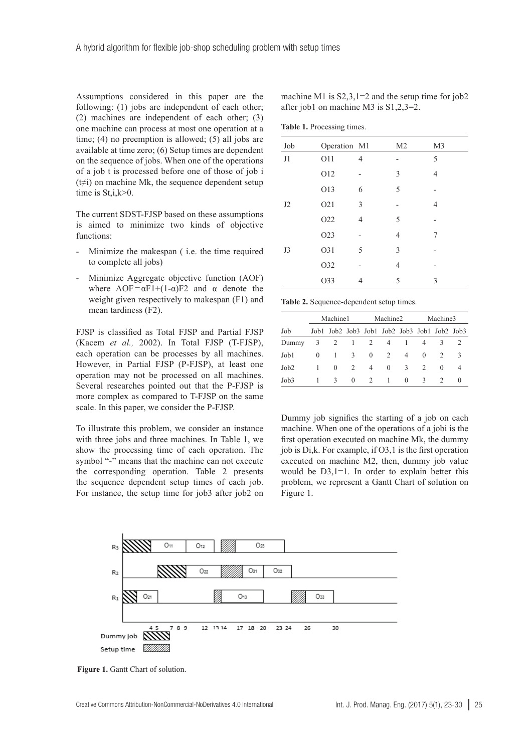Assumptions considered in this paper are the following: (1) jobs are independent of each other; (2) machines are independent of each other; (3) one machine can process at most one operation at a time; (4) no preemption is allowed; (5) all jobs are available at time zero; (6) Setup times are dependent on the sequence of jobs. When one of the operations of a job t is processed before one of those of job i ($t \neq i$) on machine Mk, the sequence dependent setup time is $S_{t,i,k} > 0$.

The current SDST-FJSP based on these assumptions is aimed to minimize two kinds of objective functions:

- Minimize the makespan ( i.e. the time required to complete all jobs)
- Minimize Aggregate objective function (AOF) where $AOF = \alpha F1 + (1-\alpha) F2$ and $\alpha$ denote the weight given respectively to makespan (F1) and mean tardiness (F2).

FJSP is classified as Total FJSP and Partial FJSP (Kacem *et al.,* 2002). In Total FJSP (T-FJSP), each operation can be processes by all machines. However, in Partial FJSP (P-FJSP), at least one operation may not be processed on all machines. Several researches pointed out that the P-FJSP is more complex as compared to T-FJSP on the same scale. In this paper, we consider the P-FJSP.

To illustrate this problem, we consider an instance with three jobs and three machines. In Table 1, we show the processing time of each operation. The symbol "-" means that the machine can not execute the corresponding operation. Table 2 presents the sequence dependent setup times of each job. For instance, the setup time for job3 after job2 on machine M1 is $S_{2,3,1}=2$ and the setup time for job2 after job1 on machine M3 is $S_{1,2,3}=2$.

**Table 1.** Processing times.

| Job | Operation | M1 | M2 | M3 |
|---|---|---|---|---|
| J1 | O11 | 4 | - | 5 |
| | O12 | - | 3 | 4 |
| | O13 | 6 | 5 | - |
| J2 | O21 | 3 | - | 4 |
| | O22 | 4 | 5 | - |
| | O23 | - | 4 | 7 |
| J3 | O31 | 5 | 3 | - |
| | O32 | - | 4 | - |
| | O33 | 4 | 5 | 3 |

**Table 2.** Sequence-dependent setup times.

| | Machine1 | | | Machine2 | | | Machine3 | | |
|---|---|---|---|---|---|---|---|---|---|
| Job | Job1 | Job2 | Job3 | Job1 | Job2 | Job3 | Job1 | Job2 | Job3 |
| Dummy | 3 | 2 | 1 | 2 | 4 | 1 | 4 | 3 | 2 |
| Job1 | 0 | 1 | 3 | 0 | 2 | 4 | 0 | 2 | 3 |
| Job2 | 1 | 0 | 2 | 4 | 0 | 3 | 2 | 0 | 4 |
| Job3 | 1 | 3 | 0 | 2 | 1 | 0 | 3 | 2 | 0 |

Dummy job signifies the starting of a job on each machine. When one of the operations of a jobi is the first operation executed on machine Mk, the dummy job is $D_{i,k}$. For example, if $O_{3,1}$ is the first operation executed on machine M2, then, dummy job value would be $D_{3,1}=1$. In order to explain better this problem, we represent a Gantt Chart of solution on Figure 1.

**Figure 1.** Gantt Chart of solution.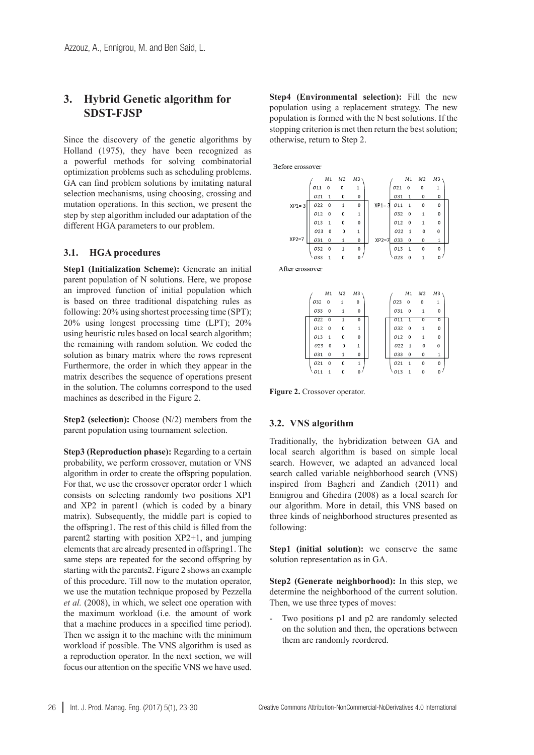## 3. Hybrid Genetic algorithm for SDST-FJSP

Since the discovery of the genetic algorithms by Holland (1975), they have been recognized as a powerful methods for solving combinatorial optimization problems such as scheduling problems. GA can find problem solutions by imitating natural selection mechanisms, using choosing, crossing and mutation operations. In this section, we present the step by step algorithm included our adaptation of the different HGA parameters to our problem.

### 3.1. HGA procedures

**Step1 (Initialization Scheme):** Generate an initial parent population of N solutions. Here, we propose an improved function of initial population which is based on three traditional dispatching rules as following: 20% using shortest processing time (SPT); 20% using longest processing time (LPT); 20% using heuristic rules based on local search algorithm; the remaining with random solution. We coded the solution as binary matrix where the rows represent Furthermore, the order in which they appear in the matrix describes the sequence of operations present in the solution. The columns correspond to the used machines as described in the Figure 2.

**Step2 (selection):** Choose (N/2) members from the parent population using tournament selection.

**Step3 (Reproduction phase):** Regarding to a certain probability, we perform crossover, mutation or VNS algorithm in order to create the offspring population. For that, we use the crossover operator order 1 which consists on selecting randomly two positions XP1 and XP2 in parent1 (which is coded by a binary matrix). Subsequently, the middle part is copied to the offspring1. The rest of this child is filled from the parent2 starting with position XP2+1, and jumping elements that are already presented in offspring1. The same steps are repeated for the second offspring by starting with the parents2. Figure 2 shows an example of this procedure. Till now to the mutation operator, we use the mutation technique proposed by Pezzella *et al.* (2008), in which, we select one operation with the maximum workload (i.e. the amount of work that a machine produces in a specified time period). Then we assign it to the machine with the minimum workload if possible. The VNS algorithm is used as a reproduction operator. In the next section, we will focus our attention on the specific VNS we have used.

**Step4 (Environmental selection):** Fill the new population using a replacement strategy. The new population is formed with the N best solutions. If the stopping criterion is met then return the best solution; otherwise, return to Step 2.

Before crossover

Parent 1 (XP1 = 3, XP2 = 7):

| | M1 | M2 | M3 |
|---|---|---|---|
| O11 | 0 | 0 | 1 |
| O21 | 1 | 0 | 0 |
| O22 | 0 | 1 | 0 |
| O12 | 0 | 0 | 1 |
| O13 | 1 | 0 | 0 |
| O23 | 0 | 0 | 1 |
| O31 | 0 | 1 | 0 |
| O32 | 0 | 1 | 0 |
| O33 | 1 | 0 | 0 |

Parent 2 (XP1 = 3, XP2 = 7):

| | M1 | M2 | M3 |
|---|---|---|---|
| O21 | 0 | 0 | 1 |
| O31 | 1 | 0 | 0 |
| O11 | 1 | 0 | 0 |
| O32 | 0 | 1 | 0 |
| O12 | 0 | 1 | 0 |
| O22 | 1 | 0 | 0 |
| O33 | 0 | 0 | 1 |
| O13 | 1 | 0 | 0 |
| O23 | 0 | 1 | 0 |

After crossover

Offspring 1:

| | M1 | M2 | M3 |
|---|---|---|---|
| O32 | 0 | 1 | 0 |
| O33 | 0 | 1 | 0 |
| O22 | 0 | 1 | 0 |
| O12 | 0 | 0 | 1 |
| O13 | 1 | 0 | 0 |
| O23 | 0 | 0 | 1 |
| O31 | 0 | 1 | 0 |
| O21 | 0 | 0 | 1 |
| O11 | 1 | 0 | 0 |

Offspring 2:

| | M1 | M2 | M3 |
|---|---|---|---|
| O23 | 0 | 0 | 1 |
| O31 | 0 | 1 | 0 |
| O11 | 1 | 0 | 0 |
| O32 | 0 | 1 | 0 |
| O12 | 0 | 1 | 0 |
| O22 | 1 | 0 | 0 |
| O33 | 0 | 0 | 1 |
| O21 | 1 | 0 | 0 |
| O13 | 1 | 0 | 0 |

**Figure 2.** Crossover operator.

### 3.2. VNS algorithm

Traditionally, the hybridization between GA and local search algorithm is based on simple local search. However, we adapted an advanced local search called variable neighborhood search (VNS) inspired from Bagheri and Zandieh (2011) and Ennigrou and Ghedira (2008) as a local search for our algorithm. More in detail, this VNS based on three kinds of neighborhood structures presented as following:

**Step1 (initial solution):** we conserve the same solution representation as in GA.

**Step2 (Generate neighborhood):** In this step, we determine the neighborhood of the current solution. Then, we use three types of moves:

- Two positions p1 and p2 are randomly selected on the solution and then, the operations between them are randomly reordered.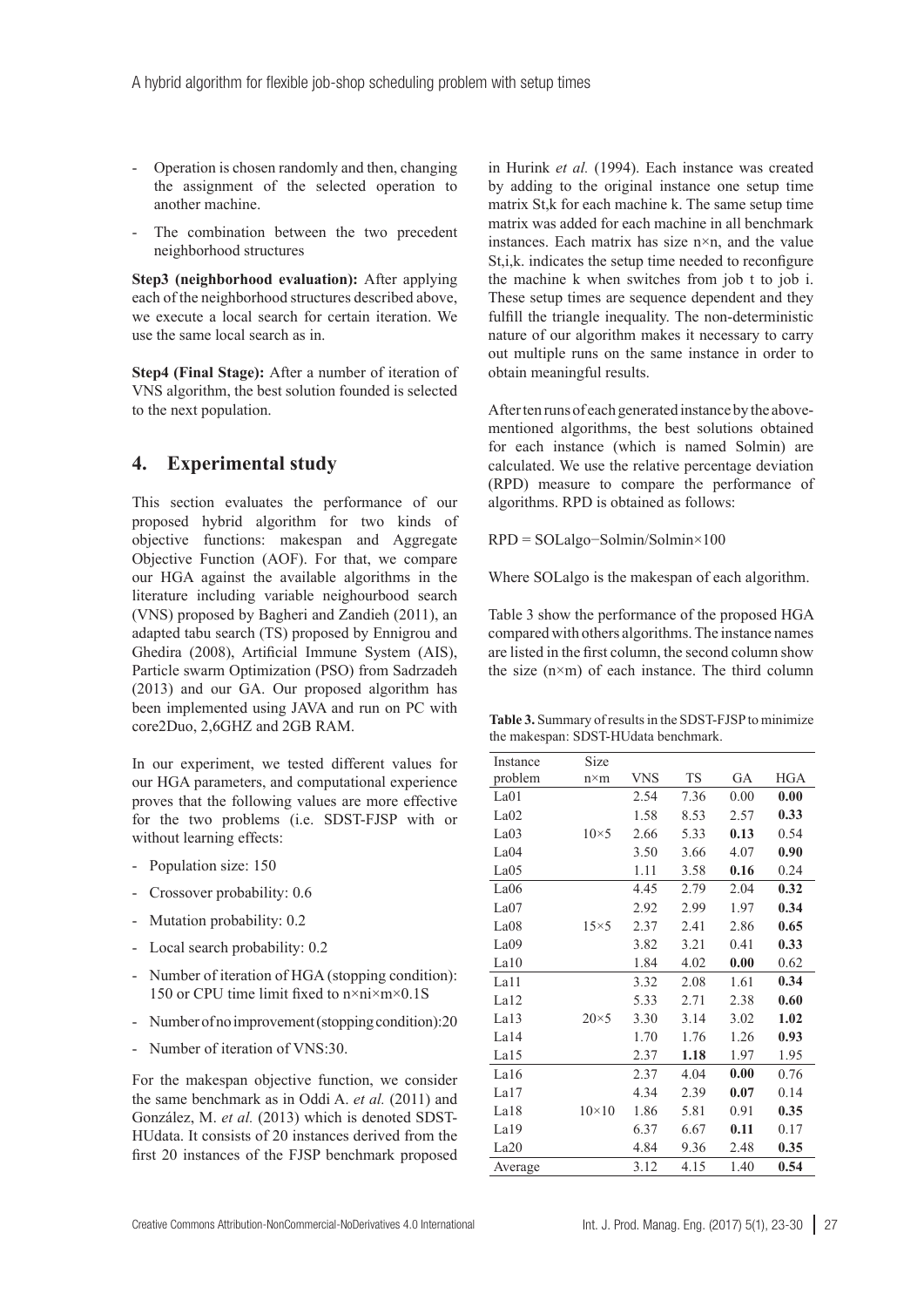- Operation is chosen randomly and then, changing the assignment of the selected operation to another machine.
- The combination between the two precedent neighborhood structures

**Step3 (neighborhood evaluation):** After applying each of the neighborhood structures described above, we execute a local search for certain iteration. We use the same local search as in.

**Step4 (Final Stage):** After a number of iteration of VNS algorithm, the best solution founded is selected to the next population.

## 4. Experimental study

This section evaluates the performance of our proposed hybrid algorithm for two kinds of objective functions: makespan and Aggregate Objective Function (AOF). For that, we compare our HGA against the available algorithms in the literature including variable neighourbood search (VNS) proposed by Bagheri and Zandieh (2011), an adapted tabu search (TS) proposed by Ennigrou and Ghedira (2008), Artificial Immune System (AIS), Particle swarm Optimization (PSO) from Sadrzadeh (2013) and our GA. Our proposed algorithm has been implemented using JAVA and run on PC with core2Duo, 2,6GHZ and 2GB RAM.

In our experiment, we tested different values for our HGA parameters, and computational experience proves that the following values are more effective for the two problems (i.e. SDST-FJSP with or without learning effects:

- Population size: 150
- Crossover probability: 0.6
- Mutation probability: 0.2
- Local search probability: 0.2
- Number of iteration of HGA (stopping condition): 150 or CPU time limit fixed to n×ni×m×0.1S
- Number of no improvement (stopping condition):20
- Number of iteration of VNS:30.

For the makespan objective function, we consider the same benchmark as in Oddi A. *et al.* (2011) and González, M. *et al.* (2013) which is denoted SDST-HUdata. It consists of 20 instances derived from the first 20 instances of the FJSP benchmark proposed in Hurink *et al.* (1994). Each instance was created by adding to the original instance one setup time matrix St,k for each machine k. The same setup time matrix was added for each machine in all benchmark instances. Each matrix has size n×n, and the value St,i,k. indicates the setup time needed to reconfigure the machine k when switches from job t to job i. These setup times are sequence dependent and they fulfill the triangle inequality. The non-deterministic nature of our algorithm makes it necessary to carry out multiple runs on the same instance in order to obtain meaningful results.

After ten runs of each generated instance by the above-mentioned algorithms, the best solutions obtained for each instance (which is named Solmin) are calculated. We use the relative percentage deviation (RPD) measure to compare the performance of algorithms. RPD is obtained as follows:

RPD = SOLalgo−Solmin/Solmin×100

Where SOLalgo is the makespan of each algorithm.

Table 3 show the performance of the proposed HGA compared with others algorithms. The instance names are listed in the first column, the second column show the size (n×m) of each instance. The third column

**Table 3.** Summary of results in the SDST-FJSP to minimize the makespan: SDST-HUdata benchmark.

| Instance problem | Size n×m | VNS | TS | GA | HGA |
|---|---|---|---|---|---|
| La01 | | 2.54 | 7.36 | 0.00 | **0.00** |
| La02 | | 1.58 | 8.53 | 2.57 | **0.33** |
| La03 | 10×5 | 2.66 | 5.33 | **0.13** | 0.54 |
| La04 | | 3.50 | 3.66 | 4.07 | **0.90** |
| La05 | | 1.11 | 3.58 | **0.16** | 0.24 |
| La06 | | 4.45 | 2.79 | 2.04 | **0.32** |
| La07 | | 2.92 | 2.99 | 1.97 | **0.34** |
| La08 | 15×5 | 2.37 | 2.41 | 2.86 | **0.65** |
| La09 | | 3.82 | 3.21 | 0.41 | **0.33** |
| La10 | | 1.84 | 4.02 | **0.00** | 0.62 |
| La11 | | 3.32 | 2.08 | 1.61 | **0.34** |
| La12 | | 5.33 | 2.71 | 2.38 | **0.60** |
| La13 | 20×5 | 3.30 | 3.14 | 3.02 | **1.02** |
| La14 | | 1.70 | 1.76 | 1.26 | **0.93** |
| La15 | | 2.37 | **1.18** | 1.97 | 1.95 |
| La16 | | 2.37 | 4.04 | **0.00** | 0.76 |
| La17 | | 4.34 | 2.39 | **0.07** | 0.14 |
| La18 | 10×10 | 1.86 | 5.81 | 0.91 | **0.35** |
| La19 | | 6.37 | 6.67 | **0.11** | 0.17 |
| La20 | | 4.84 | 9.36 | 2.48 | **0.35** |
| Average | | 3.12 | 4.15 | 1.40 | **0.54** |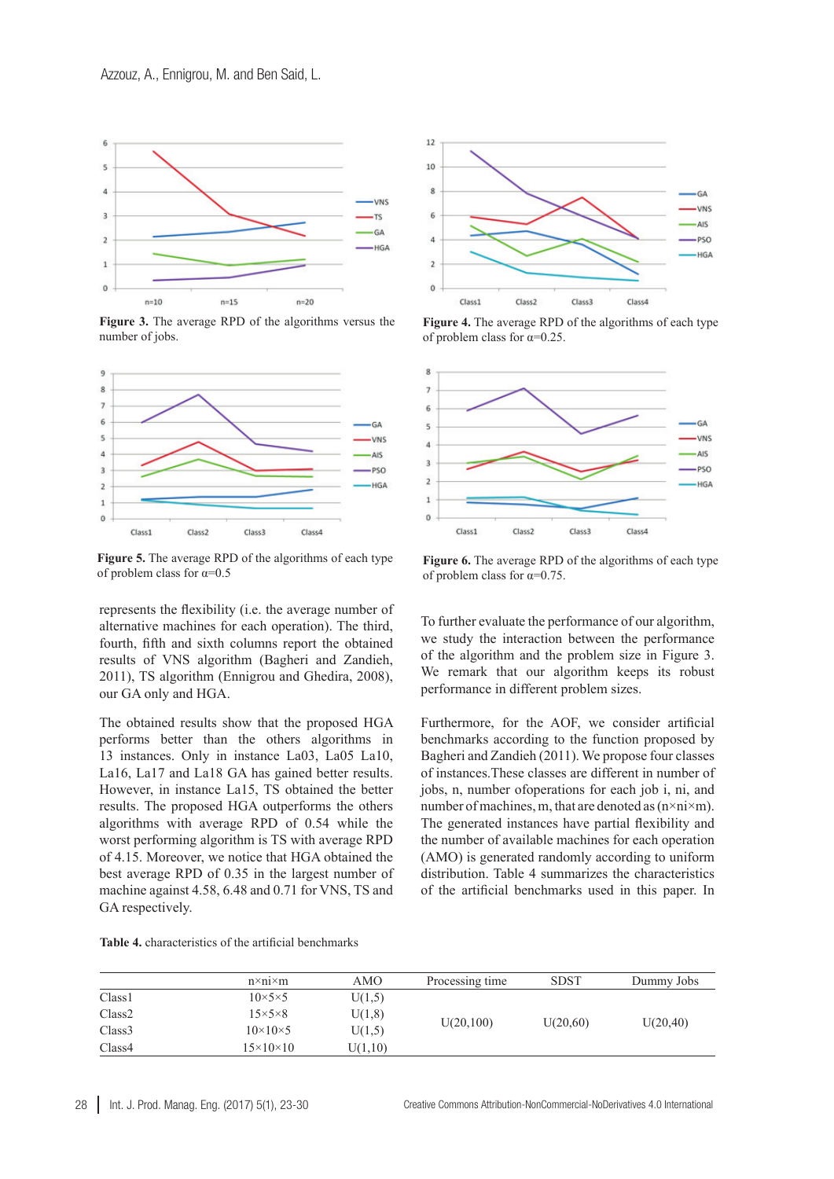**Figure 3.** The average RPD of the algorithms versus the number of jobs.

**Figure 4.** The average RPD of the algorithms of each type of problem class for α=0.25.

**Figure 5.** The average RPD of the algorithms of each type of problem class for α=0.5

**Figure 6.** The average RPD of the algorithms of each type of problem class for α=0.75.

represents the flexibility (i.e. the average number of alternative machines for each operation). The third, fourth, fifth and sixth columns report the obtained results of VNS algorithm (Bagheri and Zandieh, 2011), TS algorithm (Ennigrou and Ghedira, 2008), our GA only and HGA.

The obtained results show that the proposed HGA performs better than the others algorithms in 13 instances. Only in instance La03, La05 La10, La16, La17 and La18 GA has gained better results. However, in instance La15, TS obtained the better results. The proposed HGA outperforms the others algorithms with average RPD of 0.54 while the worst performing algorithm is TS with average RPD of 4.15. Moreover, we notice that HGA obtained the best average RPD of 0.35 in the largest number of machine against 4.58, 6.48 and 0.71 for VNS, TS and GA respectively.

To further evaluate the performance of our algorithm, we study the interaction between the performance of the algorithm and the problem size in Figure 3. We remark that our algorithm keeps its robust performance in different problem sizes.

Furthermore, for the AOF, we consider artificial benchmarks according to the function proposed by Bagheri and Zandieh (2011). We propose four classes of instances.These classes are different in number of jobs, n, number ofoperations for each job i, ni, and number of machines, m, that are denoted as (n×ni×m). The generated instances have partial flexibility and the number of available machines for each operation (AMO) is generated randomly according to uniform distribution. Table 4 summarizes the characteristics of the artificial benchmarks used in this paper. In

**Table 4.** characteristics of the artificial benchmarks

| | n×ni×m | AMO | Processing time | SDST | Dummy Jobs |
|---|---|---|---|---|---|
| Class1 | 10×5×5 | U(1,5) | U(20,100) | U(20,60) | U(20,40) |
| Class2 | 15×5×8 | U(1,8) | | | |
| Class3 | 10×10×5 | U(1,5) | | | |
| Class4 | 15×10×10 | U(1,10) | | | |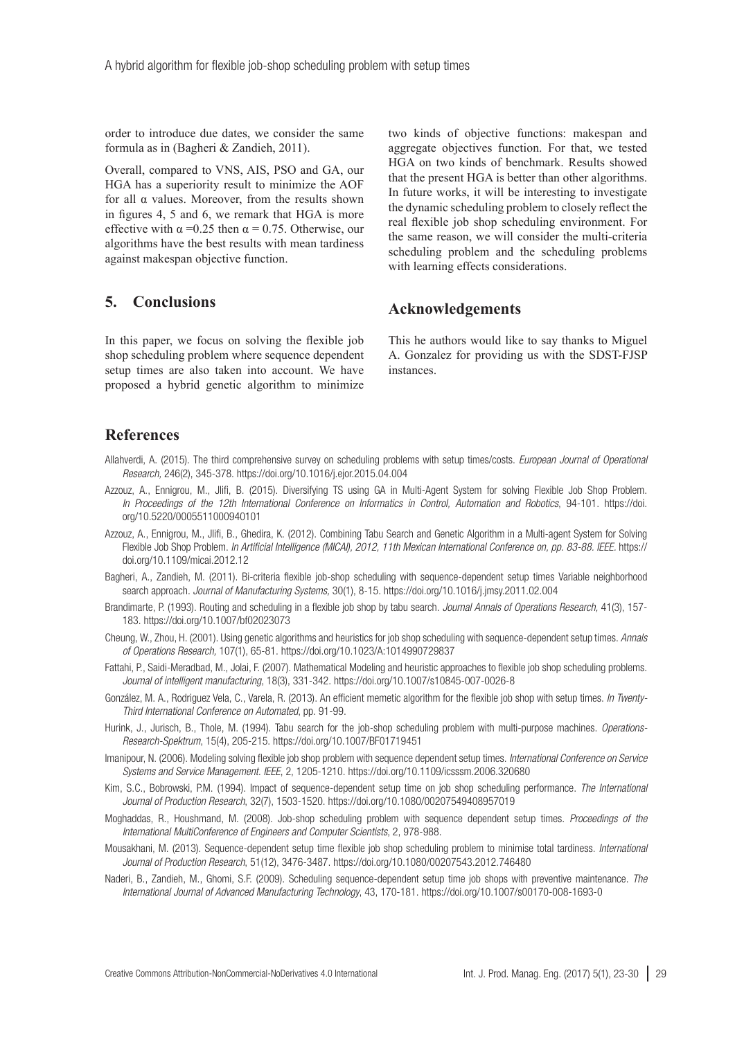order to introduce due dates, we consider the same formula as in (Bagheri & Zandieh, 2011).

Overall, compared to VNS, AIS, PSO and GA, our HGA has a superiority result to minimize the AOF for all $\alpha$ values. Moreover, from the results shown in figures 4, 5 and 6, we remark that HGA is more effective with $\alpha = 0.25$ then $\alpha = 0.75$. Otherwise, our algorithms have the best results with mean tardiness against makespan objective function.

## 5. Conclusions

In this paper, we focus on solving the flexible job shop scheduling problem where sequence dependent setup times are also taken into account. We have proposed a hybrid genetic algorithm to minimize two kinds of objective functions: makespan and aggregate objectives function. For that, we tested HGA on two kinds of benchmark. Results showed that the present HGA is better than other algorithms. In future works, it will be interesting to investigate the dynamic scheduling problem to closely reflect the real flexible job shop scheduling environment. For the same reason, we will consider the multi-criteria scheduling problem and the scheduling problems with learning effects considerations.

## Acknowledgements

This he authors would like to say thanks to Miguel A. Gonzalez for providing us with the SDST-FJSP instances.

## References

Allahverdi, A. (2015). The third comprehensive survey on scheduling problems with setup times/costs. *European Journal of Operational Research,* 246(2), 345-378. https://doi.org/10.1016/j.ejor.2015.04.004

Azzouz, A., Ennigrou, M., Jlifi, B. (2015). Diversifying TS using GA in Multi-Agent System for solving Flexible Job Shop Problem. *In Proceedings of the 12th International Conference on Informatics in Control, Automation and Robotics*, 94-101. https://doi.org/10.5220/0005511000940101

Azzouz, A., Ennigrou, M., Jlifi, B., Ghedira, K. (2012). Combining Tabu Search and Genetic Algorithm in a Multi-agent System for Solving Flexible Job Shop Problem. *In Artificial Intelligence (MICAI), 2012, 11th Mexican International Conference on, pp. 83-88. IEEE.* https://doi.org/10.1109/micai.2012.12

Bagheri, A., Zandieh, M. (2011). Bi-criteria flexible job-shop scheduling with sequence-dependent setup times Variable neighborhood search approach. *Journal of Manufacturing Systems,* 30(1), 8-15. https://doi.org/10.1016/j.jmsy.2011.02.004

Brandimarte, P. (1993). Routing and scheduling in a flexible job shop by tabu search. *Journal Annals of Operations Research,* 41(3), 157-183. https://doi.org/10.1007/bf02023073

Cheung, W., Zhou, H. (2001). Using genetic algorithms and heuristics for job shop scheduling with sequence-dependent setup times. *Annals of Operations Research,* 107(1), 65-81. https://doi.org/10.1023/A:1014990729837

Fattahi, P., Saidi-Meradbad, M., Jolai, F. (2007). Mathematical Modeling and heuristic approaches to flexible job shop scheduling problems. *Journal of intelligent manufacturing*, 18(3), 331-342. https://doi.org/10.1007/s10845-007-0026-8

González, M. A., Rodriguez Vela, C., Varela, R. (2013). An efficient memetic algorithm for the flexible job shop with setup times. *In Twenty-Third International Conference on Automated*, pp. 91-99.

Hurink, J., Jurisch, B., Thole, M. (1994). Tabu search for the job-shop scheduling problem with multi-purpose machines. *Operations-Research-Spektrum*, 15(4), 205-215. https://doi.org/10.1007/BF01719451

Imanipour, N. (2006). Modeling solving flexible job shop problem with sequence dependent setup times. *International Conference on Service Systems and Service Management. IEEE*, 2, 1205-1210. https://doi.org/10.1109/icsssm.2006.320680

Kim, S.C., Bobrowski, P.M. (1994). Impact of sequence-dependent setup time on job shop scheduling performance. *The International Journal of Production Research*, 32(7), 1503-1520. https://doi.org/10.1080/00207549408957019

Moghaddas, R., Houshmand, M. (2008). Job-shop scheduling problem with sequence dependent setup times. *Proceedings of the International MultiConference of Engineers and Computer Scientists*, 2, 978-988.

Mousakhani, M. (2013). Sequence-dependent setup time flexible job shop scheduling problem to minimise total tardiness. *International Journal of Production Research*, 51(12), 3476-3487. https://doi.org/10.1080/00207543.2012.746480

Naderi, B., Zandieh, M., Ghomi, S.F. (2009). Scheduling sequence-dependent setup time job shops with preventive maintenance. *The International Journal of Advanced Manufacturing Technology*, 43, 170-181. https://doi.org/10.1007/s00170-008-1693-0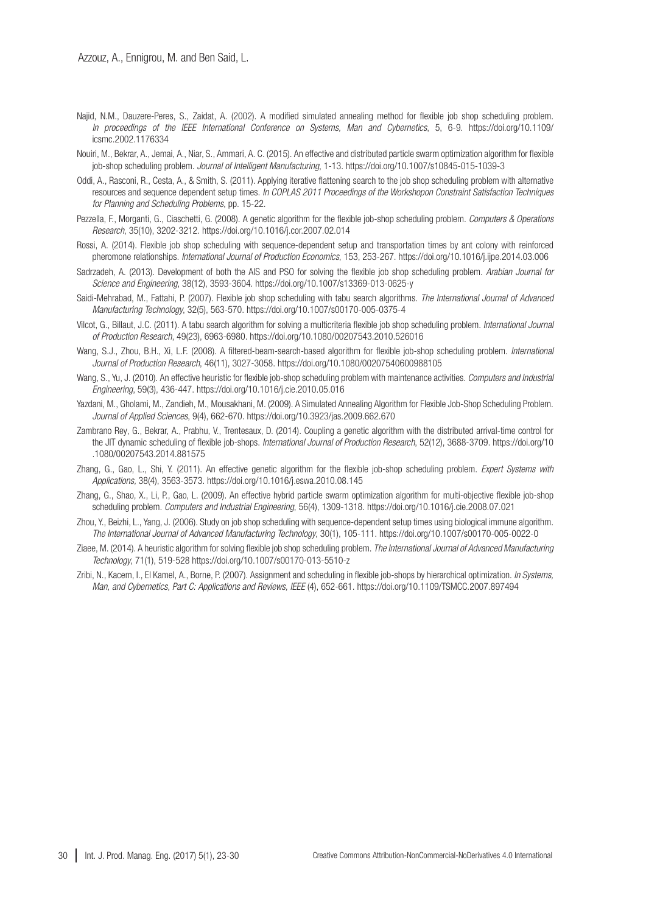Najid, N.M., Dauzere-Peres, S., Zaidat, A. (2002). A modified simulated annealing method for flexible job shop scheduling problem. *In proceedings of the IEEE International Conference on Systems, Man and Cybernetics*, 5, 6-9. https://doi.org/10.1109/icsmc.2002.1176334

Nouiri, M., Bekrar, A., Jemai, A., Niar, S., Ammari, A. C. (2015). An effective and distributed particle swarm optimization algorithm for flexible job-shop scheduling problem. *Journal of Intelligent Manufacturing*, 1-13. https://doi.org/10.1007/s10845-015-1039-3

Oddi, A., Rasconi, R., Cesta, A., & Smith, S. (2011). Applying iterative flattening search to the job shop scheduling problem with alternative resources and sequence dependent setup times. *In COPLAS 2011 Proceedings of the Workshopon Constraint Satisfaction Techniques for Planning and Scheduling Problems*, pp. 15-22.

Pezzella, F., Morganti, G., Ciaschetti, G. (2008). A genetic algorithm for the flexible job-shop scheduling problem. *Computers & Operations Research*, 35(10), 3202-3212. https://doi.org/10.1016/j.cor.2007.02.014

Rossi, A. (2014). Flexible job shop scheduling with sequence-dependent setup and transportation times by ant colony with reinforced pheromone relationships. *International Journal of Production Economics*, 153, 253-267. https://doi.org/10.1016/j.ijpe.2014.03.006

Sadrzadeh, A. (2013). Development of both the AIS and PSO for solving the flexible job shop scheduling problem. *Arabian Journal for Science and Engineering*, 38(12), 3593-3604. https://doi.org/10.1007/s13369-013-0625-y

Saidi-Mehrabad, M., Fattahi, P. (2007). Flexible job shop scheduling with tabu search algorithms. *The International Journal of Advanced Manufacturing Technology*, 32(5), 563-570. https://doi.org/10.1007/s00170-005-0375-4

Vilcot, G., Billaut, J.C. (2011). A tabu search algorithm for solving a multicriteria flexible job shop scheduling problem. *International Journal of Production Research*, 49(23), 6963-6980. https://doi.org/10.1080/00207543.2010.526016

Wang, S.J., Zhou, B.H., Xi, L.F. (2008). A filtered-beam-search-based algorithm for flexible job-shop scheduling problem. *International Journal of Production Research*, 46(11), 3027-3058. https://doi.org/10.1080/00207540600988105

Wang, S., Yu, J. (2010). An effective heuristic for flexible job-shop scheduling problem with maintenance activities. *Computers and Industrial Engineering*, 59(3), 436-447. https://doi.org/10.1016/j.cie.2010.05.016

Yazdani, M., Gholami, M., Zandieh, M., Mousakhani, M. (2009). A Simulated Annealing Algorithm for Flexible Job-Shop Scheduling Problem. *Journal of Applied Sciences*, 9(4), 662-670. https://doi.org/10.3923/jas.2009.662.670

Zambrano Rey, G., Bekrar, A., Prabhu, V., Trentesaux, D. (2014). Coupling a genetic algorithm with the distributed arrival-time control for the JIT dynamic scheduling of flexible job-shops. *International Journal of Production Research*, 52(12), 3688-3709. https://doi.org/10.1080/00207543.2014.881575

Zhang, G., Gao, L., Shi, Y. (2011). An effective genetic algorithm for the flexible job-shop scheduling problem. *Expert Systems with Applications*, 38(4), 3563-3573. https://doi.org/10.1016/j.eswa.2010.08.145

Zhang, G., Shao, X., Li, P., Gao, L. (2009). An effective hybrid particle swarm optimization algorithm for multi-objective flexible job-shop scheduling problem. *Computers and Industrial Engineering*, 56(4), 1309-1318. https://doi.org/10.1016/j.cie.2008.07.021

Zhou, Y., Beizhi, L., Yang, J. (2006). Study on job shop scheduling with sequence-dependent setup times using biological immune algorithm. *The International Journal of Advanced Manufacturing Technology*, 30(1), 105-111. https://doi.org/10.1007/s00170-005-0022-0

Ziaee, M. (2014). A heuristic algorithm for solving flexible job shop scheduling problem. *The International Journal of Advanced Manufacturing Technology*, 71(1), 519-528 https://doi.org/10.1007/s00170-013-5510-z

Zribi, N., Kacem, I., El Kamel, A., Borne, P. (2007). Assignment and scheduling in flexible job-shops by hierarchical optimization. *In Systems, Man, and Cybernetics, Part C: Applications and Reviews, IEEE* (4), 652-661. https://doi.org/10.1109/TSMCC.2007.897494